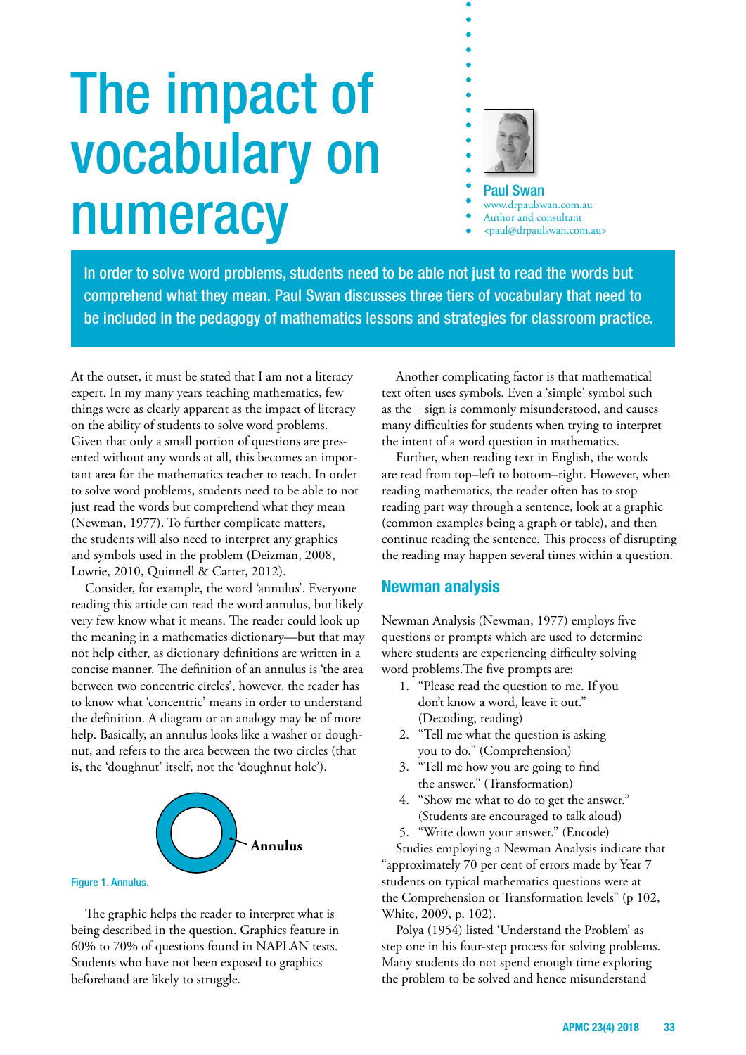# The impact of vocabulary on numeracy

**Paul Swan**
www.drpaulswan.com.au
Author and consultant
<paul@drpaulswan.com.au>

**In order to solve word problems, students need to be able not just to read the words but comprehend what they mean. Paul Swan discusses three tiers of vocabulary that need to be included in the pedagogy of mathematics lessons and strategies for classroom practice.**

At the outset, it must be stated that I am not a literacy expert. In my many years teaching mathematics, few things were as clearly apparent as the impact of literacy on the ability of students to solve word problems. Given that only a small portion of questions are presented without any words at all, this becomes an important area for the mathematics teacher to teach. In order to solve word problems, students need to be able to not just read the words but comprehend what they mean (Newman, 1977). To further complicate matters, the students will also need to interpret any graphics and symbols used in the problem (Deizman, 2008, Lowrie, 2010, Quinnell & Carter, 2012).

Consider, for example, the word 'annulus'. Everyone reading this article can read the word annulus, but likely very few know what it means. The reader could look up the meaning in a mathematics dictionary—but that may not help either, as dictionary definitions are written in a concise manner. The definition of an annulus is 'the area between two concentric circles', however, the reader has to know what 'concentric' means in order to understand the definition. A diagram or an analogy may be of more help. Basically, an annulus looks like a washer or doughnut, and refers to the area between the two circles (that is, the 'doughnut' itself, not the 'doughnut hole').

Annulus

Figure 1. Annulus.

The graphic helps the reader to interpret what is being described in the question. Graphics feature in 60% to 70% of questions found in NAPLAN tests. Students who have not been exposed to graphics beforehand are likely to struggle.

Another complicating factor is that mathematical text often uses symbols. Even a 'simple' symbol such as the = sign is commonly misunderstood, and causes many difficulties for students when trying to interpret the intent of a word question in mathematics.

Further, when reading text in English, the words are read from top–left to bottom–right. However, when reading mathematics, the reader often has to stop reading part way through a sentence, look at a graphic (common examples being a graph or table), and then continue reading the sentence. This process of disrupting the reading may happen several times within a question.

## Newman analysis

Newman Analysis (Newman, 1977) employs five questions or prompts which are used to determine where students are experiencing difficulty solving word problems.The five prompts are:

1. "Please read the question to me. If you don't know a word, leave it out." (Decoding, reading)
2. "Tell me what the question is asking you to do." (Comprehension)
3. "Tell me how you are going to find the answer." (Transformation)
4. "Show me what to do to get the answer." (Students are encouraged to talk aloud)
5. "Write down your answer." (Encode)

Studies employing a Newman Analysis indicate that "approximately 70 per cent of errors made by Year 7 students on typical mathematics questions were at the Comprehension or Transformation levels" (p 102, White, 2009, p. 102).

Polya (1954) listed 'Understand the Problem' as step one in his four-step process for solving problems. Many students do not spend enough time exploring the problem to be solved and hence misunderstand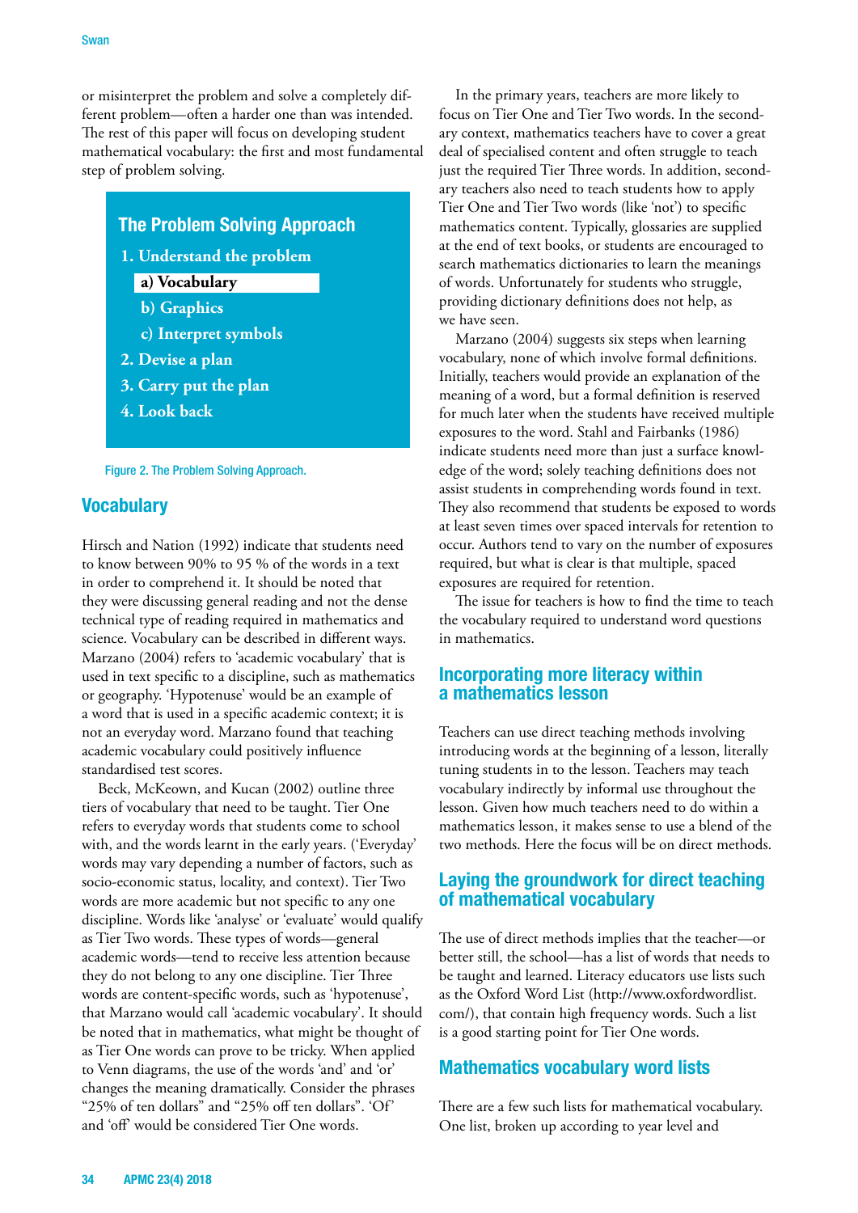or misinterpret the problem and solve a completely different problem—often a harder one than was intended. The rest of this paper will focus on developing student mathematical vocabulary: the first and most fundamental step of problem solving.

**The Problem Solving Approach**

1. Understand the problem
   a) **Vocabulary**
   b) Graphics
   c) Interpret symbols
2. Devise a plan
3. Carry put the plan
4. Look back

Figure 2. The Problem Solving Approach.

## Vocabulary

Hirsch and Nation (1992) indicate that students need to know between 90% to 95 % of the words in a text in order to comprehend it. It should be noted that they were discussing general reading and not the dense technical type of reading required in mathematics and science. Vocabulary can be described in different ways. Marzano (2004) refers to 'academic vocabulary' that is used in text specific to a discipline, such as mathematics or geography. 'Hypotenuse' would be an example of a word that is used in a specific academic context; it is not an everyday word. Marzano found that teaching academic vocabulary could positively influence standardised test scores.

Beck, McKeown, and Kucan (2002) outline three tiers of vocabulary that need to be taught. Tier One refers to everyday words that students come to school with, and the words learnt in the early years. ('Everyday' words may vary depending a number of factors, such as socio-economic status, locality, and context). Tier Two words are more academic but not specific to any one discipline. Words like 'analyse' or 'evaluate' would qualify as Tier Two words. These types of words—general academic words—tend to receive less attention because they do not belong to any one discipline. Tier Three words are content-specific words, such as 'hypotenuse', that Marzano would call 'academic vocabulary'. It should be noted that in mathematics, what might be thought of as Tier One words can prove to be tricky. When applied to Venn diagrams, the use of the words 'and' and 'or' changes the meaning dramatically. Consider the phrases "25% of ten dollars" and "25% off ten dollars". 'Of' and 'off' would be considered Tier One words.

In the primary years, teachers are more likely to focus on Tier One and Tier Two words. In the secondary context, mathematics teachers have to cover a great deal of specialised content and often struggle to teach just the required Tier Three words. In addition, secondary teachers also need to teach students how to apply Tier One and Tier Two words (like 'not') to specific mathematics content. Typically, glossaries are supplied at the end of text books, or students are encouraged to search mathematics dictionaries to learn the meanings of words. Unfortunately for students who struggle, providing dictionary definitions does not help, as we have seen.

Marzano (2004) suggests six steps when learning vocabulary, none of which involve formal definitions. Initially, teachers would provide an explanation of the meaning of a word, but a formal definition is reserved for much later when the students have received multiple exposures to the word. Stahl and Fairbanks (1986) indicate students need more than just a surface knowledge of the word; solely teaching definitions does not assist students in comprehending words found in text. They also recommend that students be exposed to words at least seven times over spaced intervals for retention to occur. Authors tend to vary on the number of exposures required, but what is clear is that multiple, spaced exposures are required for retention.

The issue for teachers is how to find the time to teach the vocabulary required to understand word questions in mathematics.

## Incorporating more literacy within a mathematics lesson

Teachers can use direct teaching methods involving introducing words at the beginning of a lesson, literally tuning students in to the lesson. Teachers may teach vocabulary indirectly by informal use throughout the lesson. Given how much teachers need to do within a mathematics lesson, it makes sense to use a blend of the two methods. Here the focus will be on direct methods.

## Laying the groundwork for direct teaching of mathematical vocabulary

The use of direct methods implies that the teacher—or better still, the school—has a list of words that needs to be taught and learned. Literacy educators use lists such as the Oxford Word List (http://www.oxfordwordlist.com/), that contain high frequency words. Such a list is a good starting point for Tier One words.

## Mathematics vocabulary word lists

There are a few such lists for mathematical vocabulary. One list, broken up according to year level and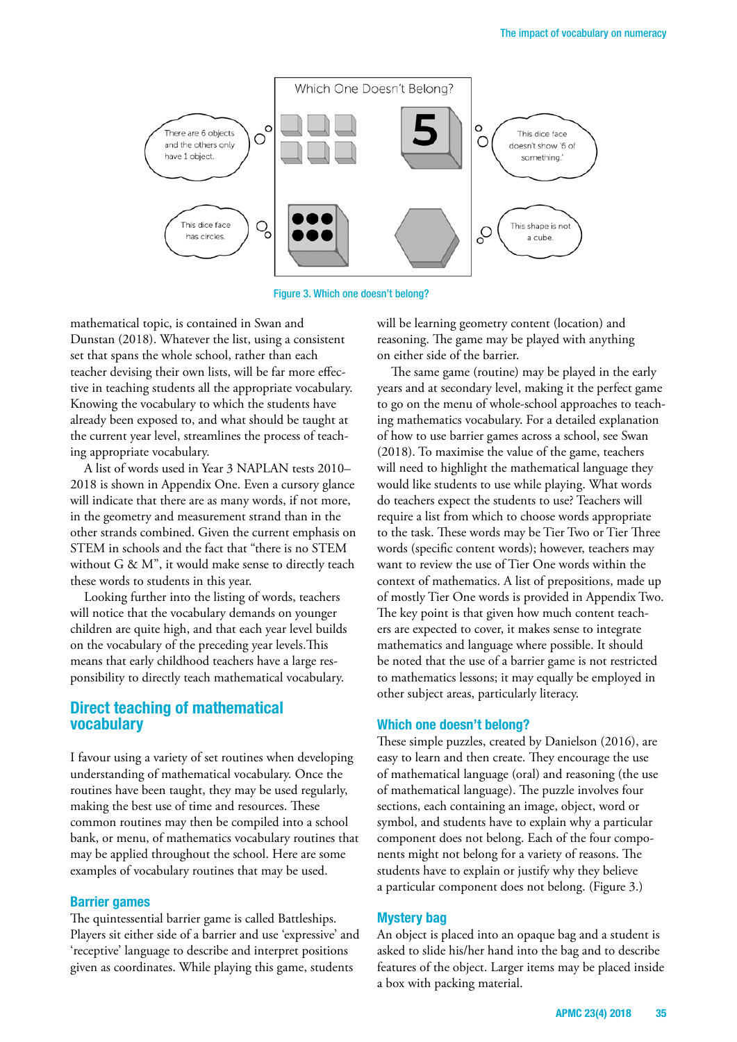Figure 3. Which one doesn't belong?

mathematical topic, is contained in Swan and Dunstan (2018). Whatever the list, using a consistent set that spans the whole school, rather than each teacher devising their own lists, will be far more effective in teaching students all the appropriate vocabulary. Knowing the vocabulary to which the students have already been exposed to, and what should be taught at the current year level, streamlines the process of teaching appropriate vocabulary.

A list of words used in Year 3 NAPLAN tests 2010–2018 is shown in Appendix One. Even a cursory glance will indicate that there are as many words, if not more, in the geometry and measurement strand than in the other strands combined. Given the current emphasis on STEM in schools and the fact that "there is no STEM without G & M", it would make sense to directly teach these words to students in this year.

Looking further into the listing of words, teachers will notice that the vocabulary demands on younger children are quite high, and that each year level builds on the vocabulary of the preceding year levels. This means that early childhood teachers have a large responsibility to directly teach mathematical vocabulary.

## Direct teaching of mathematical vocabulary

I favour using a variety of set routines when developing understanding of mathematical vocabulary. Once the routines have been taught, they may be used regularly, making the best use of time and resources. These common routines may then be compiled into a school bank, or menu, of mathematics vocabulary routines that may be applied throughout the school. Here are some examples of vocabulary routines that may be used.

### Barrier games

The quintessential barrier game is called Battleships. Players sit either side of a barrier and use 'expressive' and 'receptive' language to describe and interpret positions given as coordinates. While playing this game, students will be learning geometry content (location) and reasoning. The game may be played with anything on either side of the barrier.

The same game (routine) may be played in the early years and at secondary level, making it the perfect game to go on the menu of whole-school approaches to teaching mathematics vocabulary. For a detailed explanation of how to use barrier games across a school, see Swan (2018). To maximise the value of the game, teachers will need to highlight the mathematical language they would like students to use while playing. What words do teachers expect the students to use? Teachers will require a list from which to choose words appropriate to the task. These words may be Tier Two or Tier Three words (specific content words); however, teachers may want to review the use of Tier One words within the context of mathematics. A list of prepositions, made up of mostly Tier One words is provided in Appendix Two. The key point is that given how much content teachers are expected to cover, it makes sense to integrate mathematics and language where possible. It should be noted that the use of a barrier game is not restricted to mathematics lessons; it may equally be employed in other subject areas, particularly literacy.

### Which one doesn't belong?

These simple puzzles, created by Danielson (2016), are easy to learn and then create. They encourage the use of mathematical language (oral) and reasoning (the use of mathematical language). The puzzle involves four sections, each containing an image, object, word or symbol, and students have to explain why a particular component does not belong. Each of the four components might not belong for a variety of reasons. The students have to explain or justify why they believe a particular component does not belong. (Figure 3.)

### Mystery bag

An object is placed into an opaque bag and a student is asked to slide his/her hand into the bag and to describe features of the object. Larger items may be placed inside a box with packing material.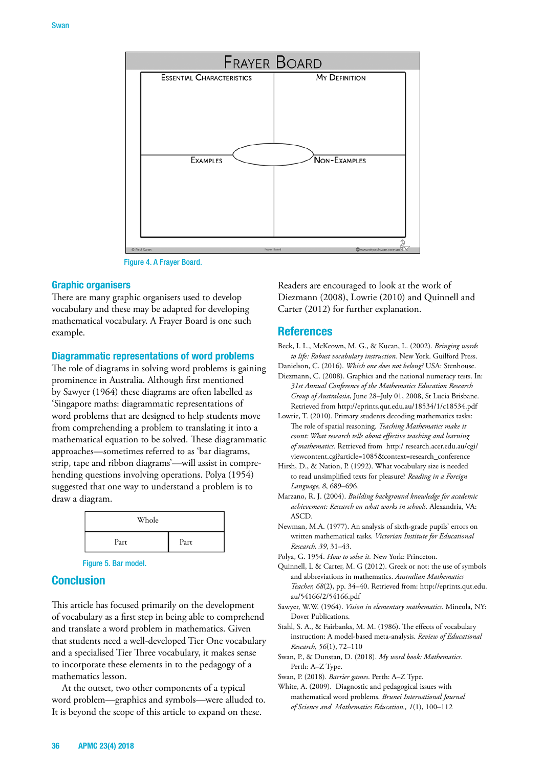| FRAYER BOARD | |
|---|---|
| ESSENTIAL CHARACTERISTICS | MY DEFINITION |
| EXAMPLES | NON-EXAMPLES |

Figure 4. A Frayer Board.

## Graphic organisers

There are many graphic organisers used to develop vocabulary and these may be adapted for developing mathematical vocabulary. A Frayer Board is one such example.

## Diagrammatic representations of word problems

The role of diagrams in solving word problems is gaining prominence in Australia. Although first mentioned by Sawyer (1964) these diagrams are often labelled as 'Singapore maths: diagrammatic representations of word problems that are designed to help students move from comprehending a problem to translating it into a mathematical equation to be solved. These diagrammatic approaches—sometimes referred to as 'bar diagrams, strip, tape and ribbon diagrams'—will assist in comprehending questions involving operations. Polya (1954) suggested that one way to understand a problem is to draw a diagram.

| Whole | |
|---|---|
| Part | Part |

Figure 5. Bar model.

## Conclusion

This article has focused primarily on the development of vocabulary as a first step in being able to comprehend and translate a word problem in mathematics. Given that students need a well-developed Tier One vocabulary and a specialised Tier Three vocabulary, it makes sense to incorporate these elements in to the pedagogy of a mathematics lesson.

At the outset, two other components of a typical word problem—graphics and symbols—were alluded to. It is beyond the scope of this article to expand on these.

Readers are encouraged to look at the work of Diezmann (2008), Lowrie (2010) and Quinnell and Carter (2012) for further explanation.

## References

Beck, I. L., McKeown, M. G., & Kucan, L. (2002). *Bringing words to life: Robust vocabulary instruction.* New York. Guilford Press.

Danielson, C. (2016). *Which one does not belong?* USA: Stenhouse.

Diezmann, C. (2008). Graphics and the national numeracy tests. In: *31st Annual Conference of the Mathematics Education Research Group of Australasia*, June 28–July 01, 2008, St Lucia Brisbane. Retrieved from http://eprints.qut.edu.au/18534/1/c18534.pdf

Lowrie, T. (2010). Primary students decoding mathematics tasks: The role of spatial reasoning. *Teaching Mathematics make it count: What research tells about effective teaching and learning of mathematics.* Retrieved from http:/ research.acer.edu.au/cgi/viewcontent.cgi?article=1085&context=research_conference

Hirsh, D., & Nation, P. (1992). What vocabulary size is needed to read unsimplified texts for pleasure? *Reading in a Foreign Language, 8*, 689–696.

Marzano, R. J. (2004). *Building background knowledge for academic achievement: Research on what works in schools.* Alexandria, VA: ASCD.

Newman, M.A. (1977). An analysis of sixth-grade pupils' errors on written mathematical tasks. *Victorian Institute for Educational Research, 39*, 31–43.

Polya, G. 1954. *How to solve it.* New York: Princeton.

Quinnell, L & Carter, M. G (2012). Greek or not: the use of symbols and abbreviations in mathematics. *Australian Mathematics Teacher, 68*(2), pp. 34–40. Retrieved from: http://eprints.qut.edu.au/54166/2/54166.pdf

Sawyer, W.W. (1964). *Vision in elementary mathematics*. Mineola, NY: Dover Publications.

Stahl, S. A., & Fairbanks, M. M. (1986). The effects of vocabulary instruction: A model-based meta-analysis. *Review of Educational Research, 56*(1), 72–110

Swan, P., & Dunstan, D. (2018). *My word book: Mathematics.* Perth: A–Z Type.

Swan, P. (2018). *Barrier games*. Perth: A–Z Type.

White, A. (2009). Diagnostic and pedagogical issues with mathematical word problems. *Brunei International Journal of Science and Mathematics Education., 1*(1), 100–112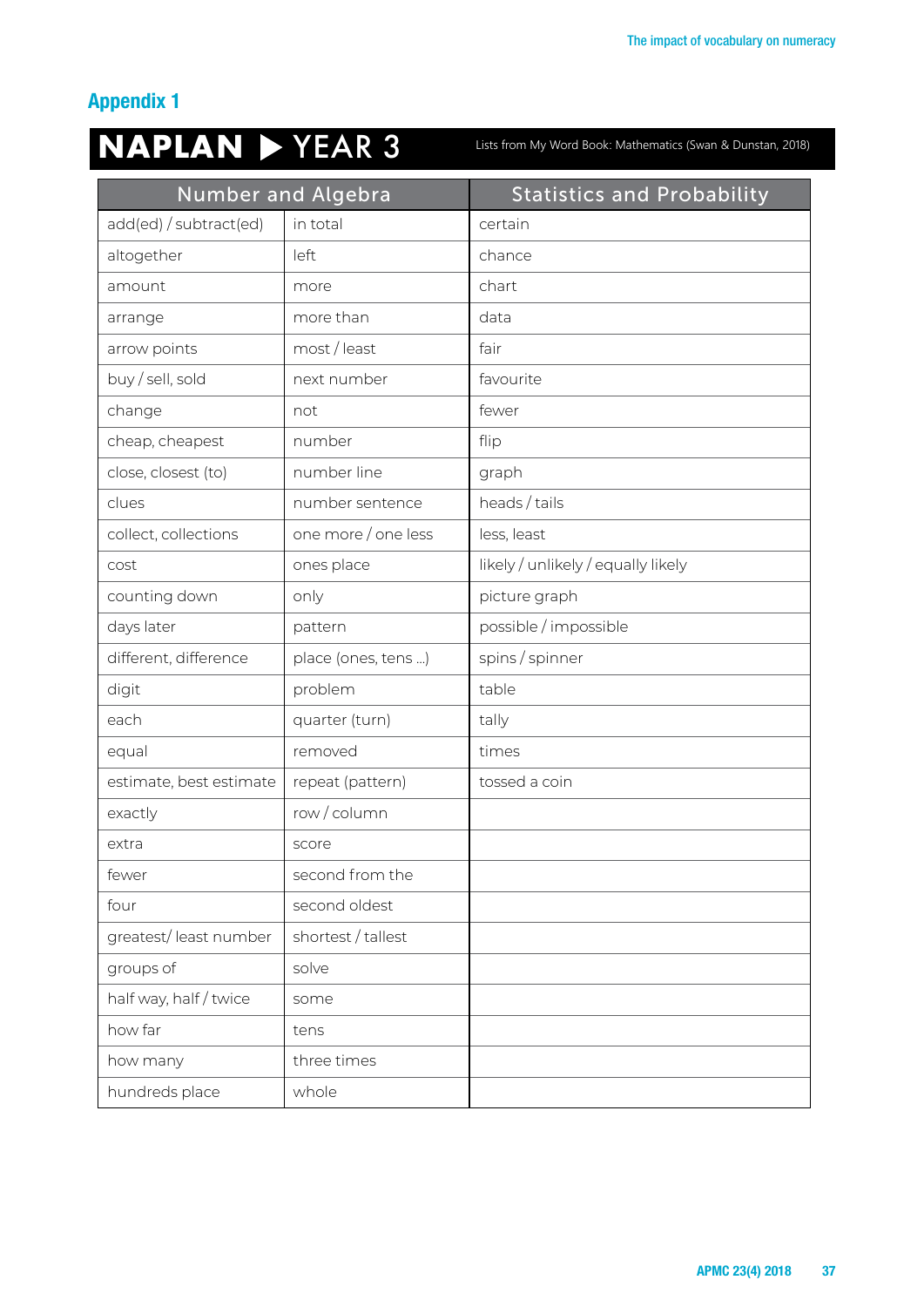## Appendix 1

**NAPLAN ▶ YEAR 3** Lists from My Word Book: Mathematics (Swan & Dunstan, 2018)

| Number and Algebra | | Statistics and Probability |
|---|---|---|
| add(ed) / subtract(ed) | in total | certain |
| altogether | left | chance |
| amount | more | chart |
| arrange | more than | data |
| arrow points | most / least | fair |
| buy / sell, sold | next number | favourite |
| change | not | fewer |
| cheap, cheapest | number | flip |
| close, closest (to) | number line | graph |
| clues | number sentence | heads / tails |
| collect, collections | one more / one less | less, least |
| cost | ones place | likely / unlikely / equally likely |
| counting down | only | picture graph |
| days later | pattern | possible / impossible |
| different, difference | place (ones, tens ...) | spins / spinner |
| digit | problem | table |
| each | quarter (turn) | tally |
| equal | removed | times |
| estimate, best estimate | repeat (pattern) | tossed a coin |
| exactly | row / column | |
| extra | score | |
| fewer | second from the | |
| four | second oldest | |
| greatest/ least number | shortest / tallest | |
| groups of | solve | |
| half way, half / twice | some | |
| how far | tens | |
| how many | three times | |
| hundreds place | whole | |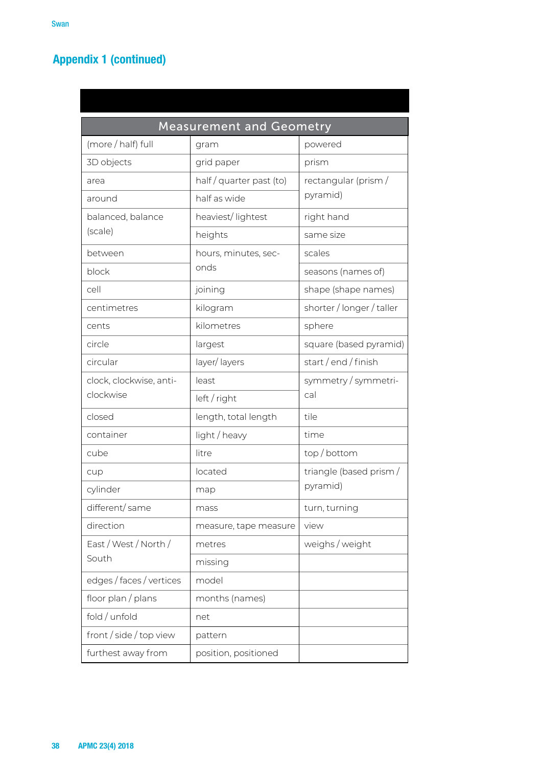## Appendix 1 (continued)

| Measurement and Geometry | | |
|---|---|---|
| (more / half) full | gram | powered |
| 3D objects | grid paper | prism |
| area | half / quarter past (to) | rectangular (prism / pyramid) |
| around | half as wide | |
| balanced, balance (scale) | heaviest/ lightest | right hand |
| | heights | same size |
| between | hours, minutes, seconds | scales |
| block | | seasons (names of) |
| cell | joining | shape (shape names) |
| centimetres | kilogram | shorter / longer / taller |
| cents | kilometres | sphere |
| circle | largest | square (based pyramid) |
| circular | layer/ layers | start / end / finish |
| clock, clockwise, anti-clockwise | least | symmetry / symmetrical |
| | left / right | |
| closed | length, total length | tile |
| container | light / heavy | time |
| cube | litre | top / bottom |
| cup | located | triangle (based prism / pyramid) |
| cylinder | map | |
| different/ same | mass | turn, turning |
| direction | measure, tape measure | view |
| East / West / North / South | metres | weighs / weight |
| | missing | |
| edges / faces / vertices | model | |
| floor plan / plans | months (names) | |
| fold / unfold | net | |
| front / side / top view | pattern | |
| furthest away from | position, positioned | |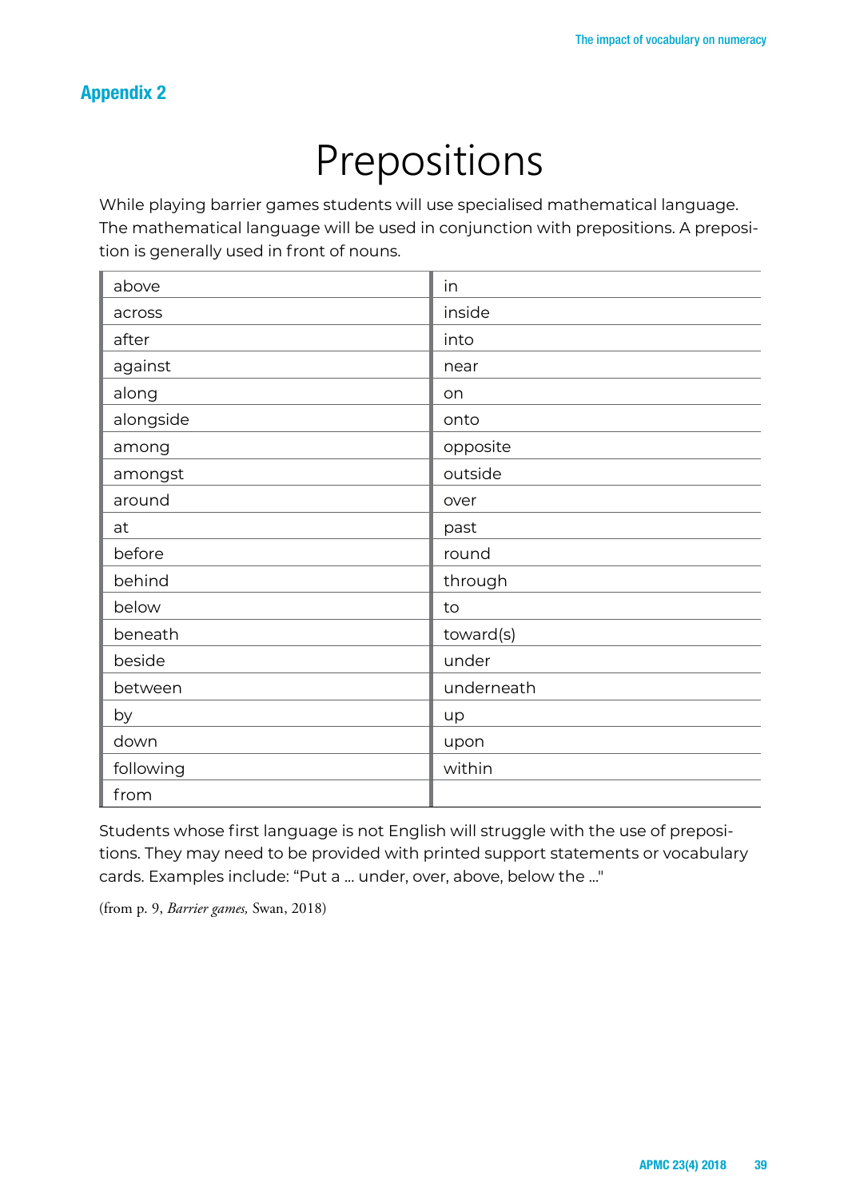## Appendix 2

# Prepositions

While playing barrier games students will use specialised mathematical language. The mathematical language will be used in conjunction with prepositions. A preposition is generally used in front of nouns.

| | |
|---|---|
| above | in |
| across | inside |
| after | into |
| against | near |
| along | on |
| alongside | onto |
| among | opposite |
| amongst | outside |
| around | over |
| at | past |
| before | round |
| behind | through |
| below | to |
| beneath | toward(s) |
| beside | under |
| between | underneath |
| by | up |
| down | upon |
| following | within |
| from | |

Students whose first language is not English will struggle with the use of prepositions. They may need to be provided with printed support statements or vocabulary cards. Examples include: "Put a ... under, over, above, below the ..."

(from p. 9, *Barrier games,* Swan, 2018)